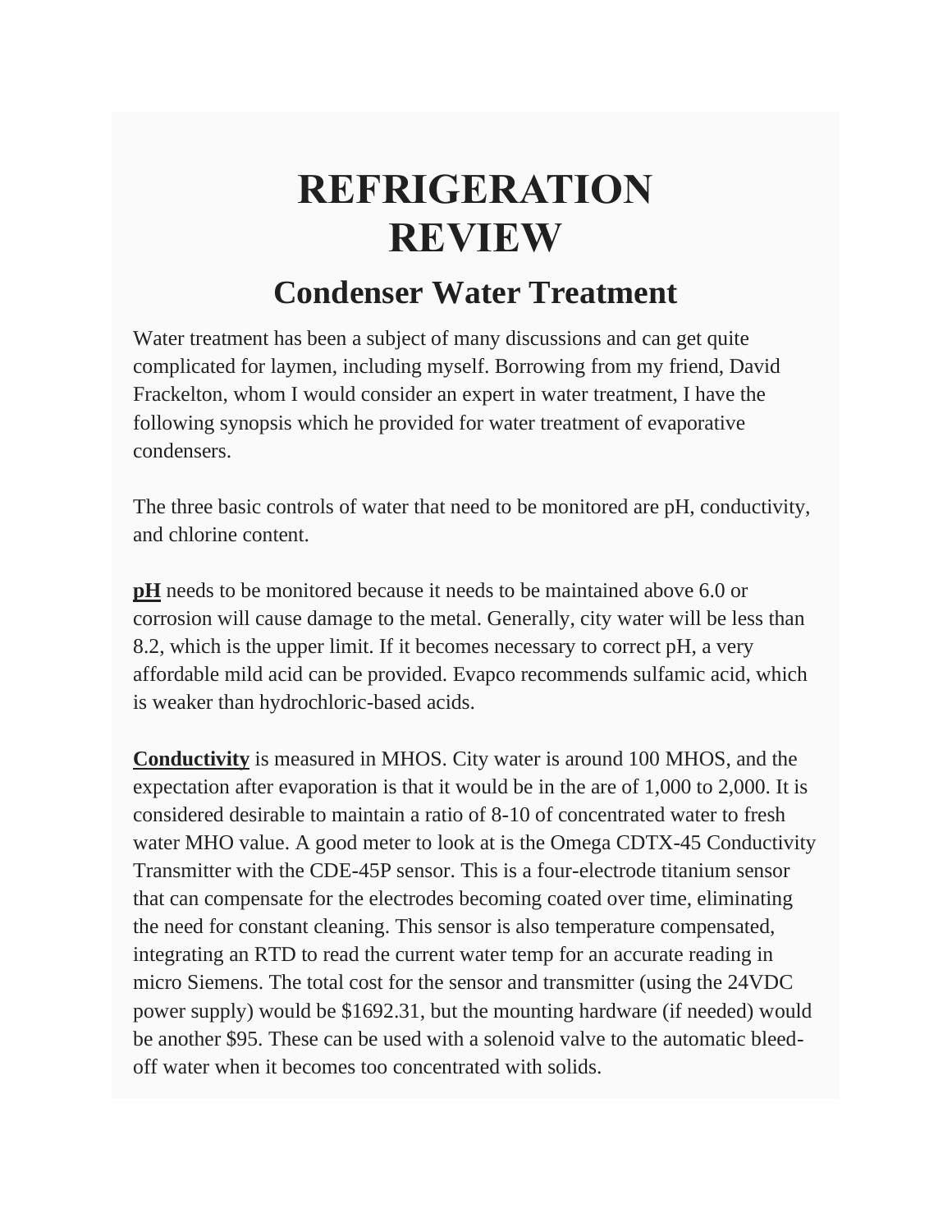# REFRIGERATION REVIEW

## Condenser Water Treatment

Water treatment has been a subject of many discussions and can get quite complicated for laymen, including myself. Borrowing from my friend, David Frackelton, whom I would consider an expert in water treatment, I have the following synopsis which he provided for water treatment of evaporative condensers.

The three basic controls of water that need to be monitored are pH, conductivity, and chlorine content.

**pH** needs to be monitored because it needs to be maintained above 6.0 or corrosion will cause damage to the metal. Generally, city water will be less than 8.2, which is the upper limit. If it becomes necessary to correct pH, a very affordable mild acid can be provided. Evapco recommends sulfamic acid, which is weaker than hydrochloric-based acids.

**Conductivity** is measured in MHOS. City water is around 100 MHOS, and the expectation after evaporation is that it would be in the are of 1,000 to 2,000. It is considered desirable to maintain a ratio of 8-10 of concentrated water to fresh water MHO value. A good meter to look at is the Omega CDTX-45 Conductivity Transmitter with the CDE-45P sensor. This is a four-electrode titanium sensor that can compensate for the electrodes becoming coated over time, eliminating the need for constant cleaning. This sensor is also temperature compensated, integrating an RTD to read the current water temp for an accurate reading in micro Siemens. The total cost for the sensor and transmitter (using the 24VDC power supply) would be $1692.31, but the mounting hardware (if needed) would be another $95. These can be used with a solenoid valve to the automatic bleed-off water when it becomes too concentrated with solids.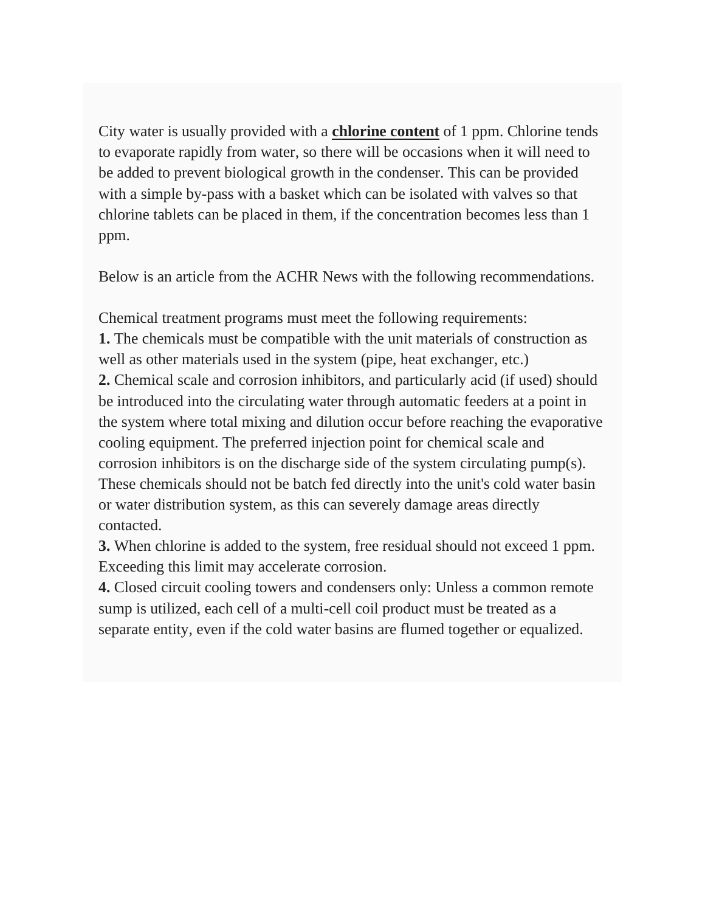City water is usually provided with a **chlorine content** of 1 ppm. Chlorine tends to evaporate rapidly from water, so there will be occasions when it will need to be added to prevent biological growth in the condenser. This can be provided with a simple by-pass with a basket which can be isolated with valves so that chlorine tablets can be placed in them, if the concentration becomes less than 1 ppm.

Below is an article from the ACHR News with the following recommendations.

Chemical treatment programs must meet the following requirements:

**1.** The chemicals must be compatible with the unit materials of construction as well as other materials used in the system (pipe, heat exchanger, etc.)

**2.** Chemical scale and corrosion inhibitors, and particularly acid (if used) should be introduced into the circulating water through automatic feeders at a point in the system where total mixing and dilution occur before reaching the evaporative cooling equipment. The preferred injection point for chemical scale and corrosion inhibitors is on the discharge side of the system circulating pump(s). These chemicals should not be batch fed directly into the unit's cold water basin or water distribution system, as this can severely damage areas directly contacted.

**3.** When chlorine is added to the system, free residual should not exceed 1 ppm. Exceeding this limit may accelerate corrosion.

**4.** Closed circuit cooling towers and condensers only: Unless a common remote sump is utilized, each cell of a multi-cell coil product must be treated as a separate entity, even if the cold water basins are flumed together or equalized.